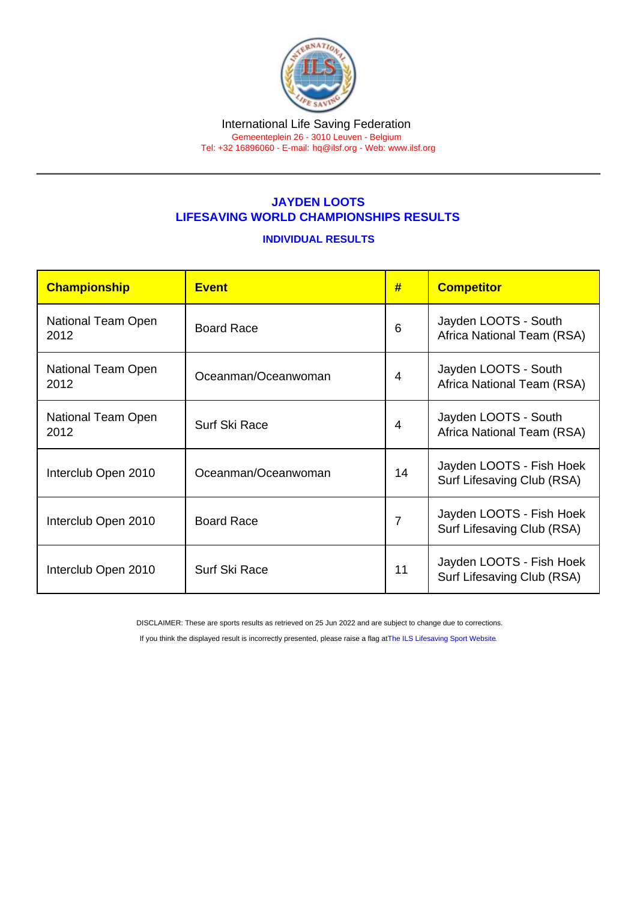International Life Saving Federation

Gemeenteplein 26 - 3010 Leuven - Belgium

Tel: +32 16896060 - E-mail: hq@ilsf.org - Web: www.ilsf.org

## JAYDEN LOOTS
## LIFESAVING WORLD CHAMPIONSHIPS RESULTS

### INDIVIDUAL RESULTS

| Championship | Event | # | Competitor |
|---|---|---|---|
| National Team Open 2012 | Board Race | 6 | Jayden LOOTS - South Africa National Team (RSA) |
| National Team Open 2012 | Oceanman/Oceanwoman | 4 | Jayden LOOTS - South Africa National Team (RSA) |
| National Team Open 2012 | Surf Ski Race | 4 | Jayden LOOTS - South Africa National Team (RSA) |
| Interclub Open 2010 | Oceanman/Oceanwoman | 14 | Jayden LOOTS - Fish Hoek Surf Lifesaving Club (RSA) |
| Interclub Open 2010 | Board Race | 7 | Jayden LOOTS - Fish Hoek Surf Lifesaving Club (RSA) |
| Interclub Open 2010 | Surf Ski Race | 11 | Jayden LOOTS - Fish Hoek Surf Lifesaving Club (RSA) |

DISCLAIMER: These are sports results as retrieved on 25 Jun 2022 and are subject to change due to corrections.

If you think the displayed result is incorrectly presented, please raise a flag at The ILS Lifesaving Sport Website.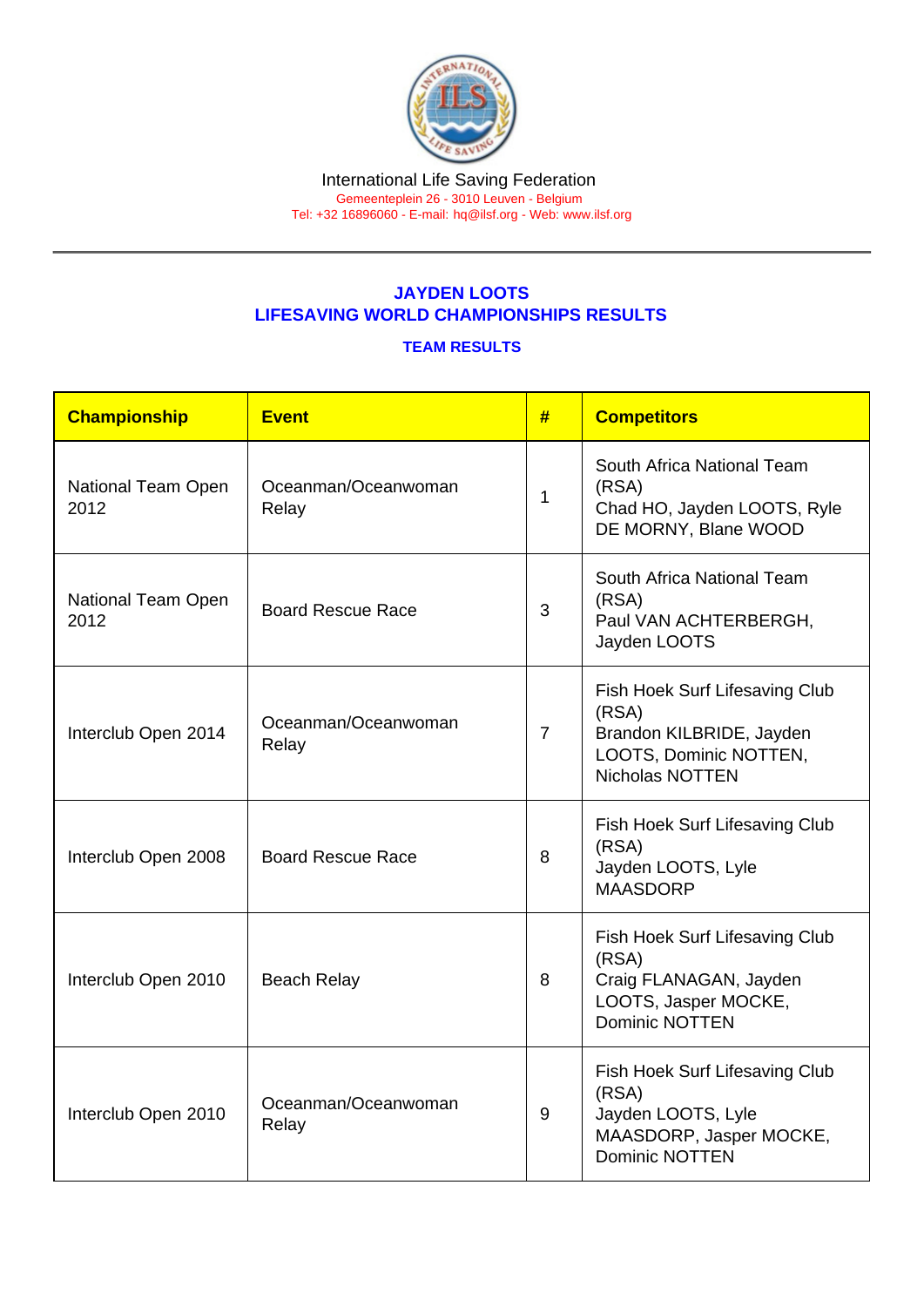International Life Saving Federation
Gemeenteplein 26 - 3010 Leuven - Belgium
Tel: +32 16896060 - E-mail: hq@ilsf.org - Web: www.ilsf.org

## JAYDEN LOOTS
## LIFESAVING WORLD CHAMPIONSHIPS RESULTS

### TEAM RESULTS

| Championship | Event | # | Competitors |
|---|---|---|---|
| National Team Open 2012 | Oceanman/Oceanwoman Relay | 1 | South Africa National Team (RSA) Chad HO, Jayden LOOTS, Ryle DE MORNY, Blane WOOD |
| National Team Open 2012 | Board Rescue Race | 3 | South Africa National Team (RSA) Paul VAN ACHTERBERGH, Jayden LOOTS |
| Interclub Open 2014 | Oceanman/Oceanwoman Relay | 7 | Fish Hoek Surf Lifesaving Club (RSA) Brandon KILBRIDE, Jayden LOOTS, Dominic NOTTEN, Nicholas NOTTEN |
| Interclub Open 2008 | Board Rescue Race | 8 | Fish Hoek Surf Lifesaving Club (RSA) Jayden LOOTS, Lyle MAASDORP |
| Interclub Open 2010 | Beach Relay | 8 | Fish Hoek Surf Lifesaving Club (RSA) Craig FLANAGAN, Jayden LOOTS, Jasper MOCKE, Dominic NOTTEN |
| Interclub Open 2010 | Oceanman/Oceanwoman Relay | 9 | Fish Hoek Surf Lifesaving Club (RSA) Jayden LOOTS, Lyle MAASDORP, Jasper MOCKE, Dominic NOTTEN |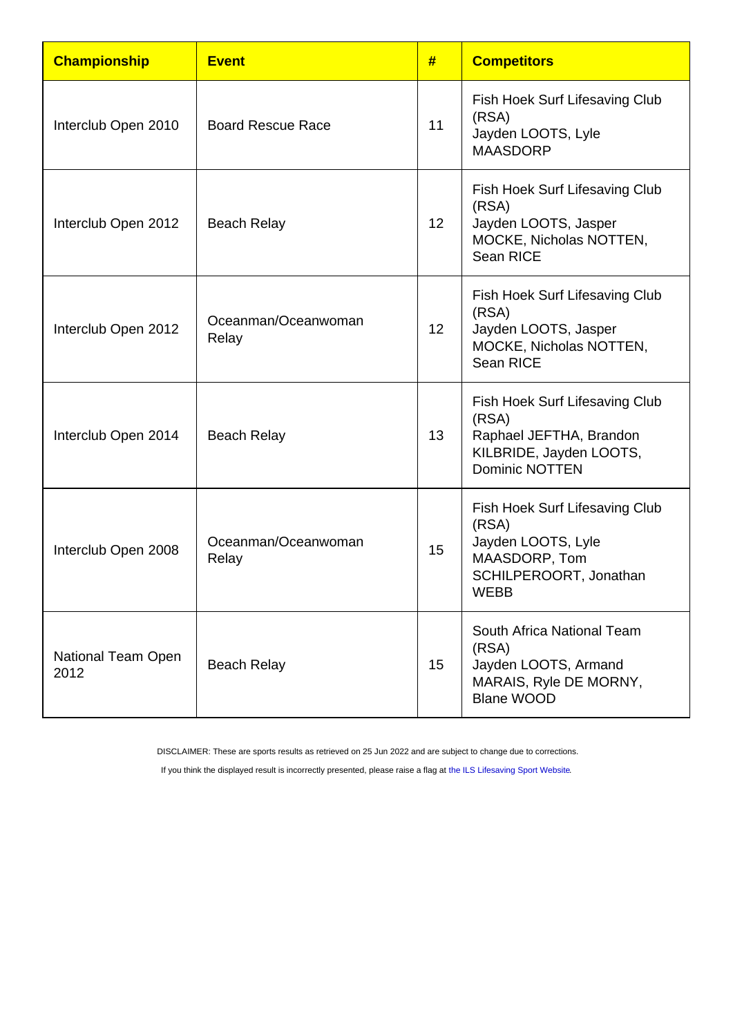| Championship | Event | # | Competitors |
|---|---|---|---|
| Interclub Open 2010 | Board Rescue Race | 11 | Fish Hoek Surf Lifesaving Club (RSA)<br>Jayden LOOTS, Lyle MAASDORP |
| Interclub Open 2012 | Beach Relay | 12 | Fish Hoek Surf Lifesaving Club (RSA)<br>Jayden LOOTS, Jasper MOCKE, Nicholas NOTTEN, Sean RICE |
| Interclub Open 2012 | Oceanman/Oceanwoman Relay | 12 | Fish Hoek Surf Lifesaving Club (RSA)<br>Jayden LOOTS, Jasper MOCKE, Nicholas NOTTEN, Sean RICE |
| Interclub Open 2014 | Beach Relay | 13 | Fish Hoek Surf Lifesaving Club (RSA)<br>Raphael JEFTHA, Brandon KILBRIDE, Jayden LOOTS, Dominic NOTTEN |
| Interclub Open 2008 | Oceanman/Oceanwoman Relay | 15 | Fish Hoek Surf Lifesaving Club (RSA)<br>Jayden LOOTS, Lyle MAASDORP, Tom SCHILPEROORT, Jonathan WEBB |
| National Team Open 2012 | Beach Relay | 15 | South Africa National Team (RSA)<br>Jayden LOOTS, Armand MARAIS, Ryle DE MORNY, Blane WOOD |

DISCLAIMER: These are sports results as retrieved on 25 Jun 2022 and are subject to change due to corrections.

If you think the displayed result is incorrectly presented, please raise a flag at the ILS Lifesaving Sport Website.